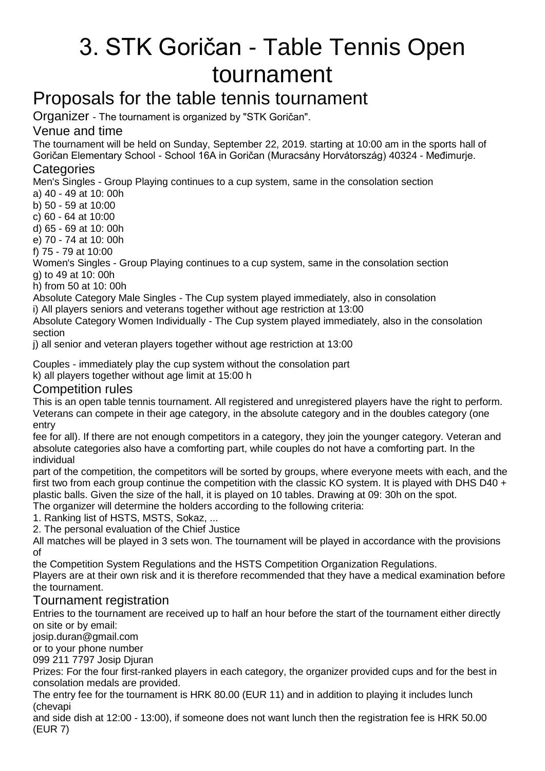# 3. STK Goričan - Table Tennis Open tournament

## Proposals for the table tennis tournament

### Organizer - The tournament is organized by "STK Goričan".

### Venue and time

The tournament will be held on Sunday, September 22, 2019. starting at 10:00 am in the sports hall of Goričan Elementary School - School 16A in Goričan (Muracsány Horvátország) 40324 - Međimurje.

### Categories

Men's Singles - Group Playing continues to a cup system, same in the consolation section

a) 40 - 49 at 10: 00h
b) 50 - 59 at 10:00
c) 60 - 64 at 10:00
d) 65 - 69 at 10: 00h
e) 70 - 74 at 10: 00h
f) 75 - 79 at 10:00

Women's Singles - Group Playing continues to a cup system, same in the consolation section

g) to 49 at 10: 00h
h) from 50 at 10: 00h

Absolute Category Male Singles - The Cup system played immediately, also in consolation

i) All players seniors and veterans together without age restriction at 13:00

Absolute Category Women Individually - The Cup system played immediately, also in the consolation section

j) all senior and veteran players together without age restriction at 13:00

Couples - immediately play the cup system without the consolation part

k) all players together without age limit at 15:00 h

### Competition rules

This is an open table tennis tournament. All registered and unregistered players have the right to perform. Veterans can compete in their age category, in the absolute category and in the doubles category (one entry fee for all). If there are not enough competitors in a category, they join the younger category. Veteran and absolute categories also have a comforting part, while couples do not have a comforting part. In the individual part of the competition, the competitors will be sorted by groups, where everyone meets with each, and the first two from each group continue the competition with the classic KO system. It is played with DHS D40 + plastic balls. Given the size of the hall, it is played on 10 tables. Drawing at 09: 30h on the spot.

The organizer will determine the holders according to the following criteria:

1. Ranking list of HSTS, MSTS, Sokaz, ...
2. The personal evaluation of the Chief Justice

All matches will be played in 3 sets won. The tournament will be played in accordance with the provisions of the Competition System Regulations and the HSTS Competition Organization Regulations.

Players are at their own risk and it is therefore recommended that they have a medical examination before the tournament.

### Tournament registration

Entries to the tournament are received up to half an hour before the start of the tournament either directly on site or by email:

josip.duran@gmail.com

or to your phone number

099 211 7797 Josip Djuran

Prizes: For the four first-ranked players in each category, the organizer provided cups and for the best in consolation medals are provided.

The entry fee for the tournament is HRK 80.00 (EUR 11) and in addition to playing it includes lunch (chevapi and side dish at 12:00 - 13:00), if someone does not want lunch then the registration fee is HRK 50.00 (EUR 7)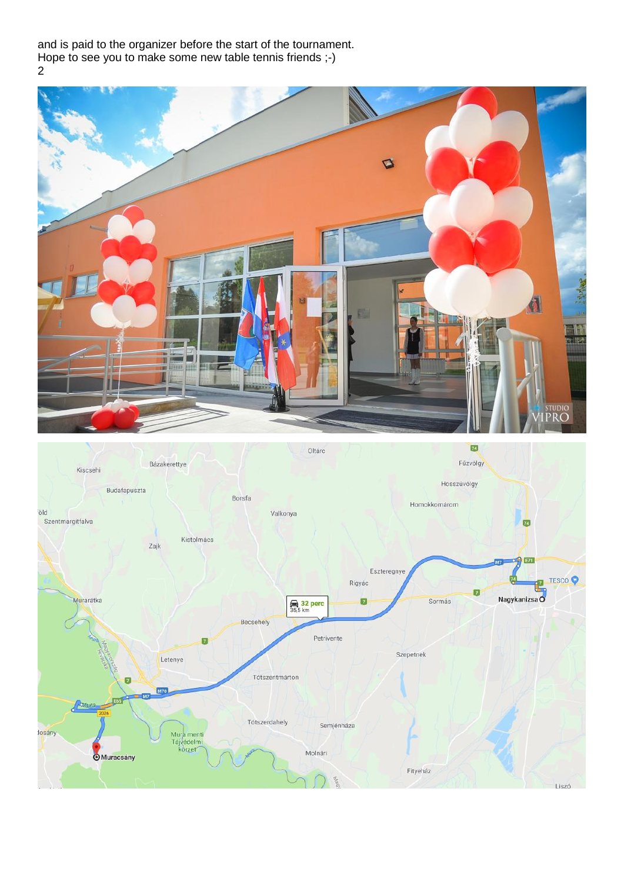and is paid to the organizer before the start of the tournament.
Hope to see you to make some new table tennis friends ;-)